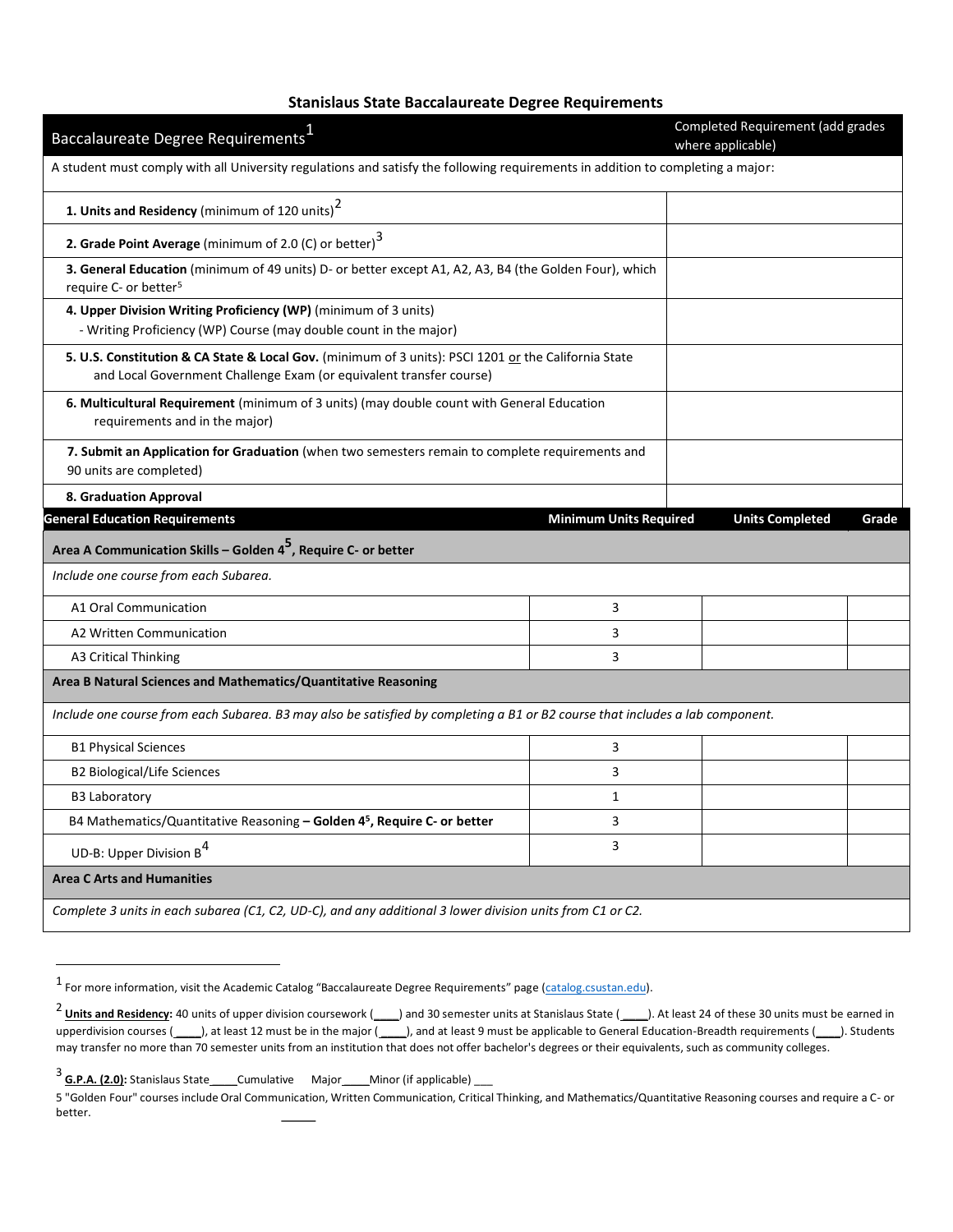# Stanislaus State Baccalaureate Degree Requirements

| Baccalaureate Degree Requirements[1] | Completed Requirement (add grades where applicable) |
|---|---|
| A student must comply with all University regulations and satisfy the following requirements in addition to completing a major: | |
| **1. Units and Residency** (minimum of 120 units)[2] | |
| **2. Grade Point Average** (minimum of 2.0 (C) or better)[3] | |
| **3. General Education** (minimum of 49 units) D- or better except A1, A2, A3, B4 (the Golden Four), which require C- or better[5] | |
| **4. Upper Division Writing Proficiency (WP)** (minimum of 3 units) - Writing Proficiency (WP) Course (may double count in the major) | |
| **5. U.S. Constitution & CA State & Local Gov.** (minimum of 3 units): PSCI 1201 or the California State and Local Government Challenge Exam (or equivalent transfer course) | |
| **6. Multicultural Requirement** (minimum of 3 units) (may double count with General Education requirements and in the major) | |
| **7. Submit an Application for Graduation** (when two semesters remain to complete requirements and 90 units are completed) | |
| **8. Graduation Approval** | |

| General Education Requirements | Minimum Units Required | Units Completed | Grade |
|---|---|---|---|
| **Area A Communication Skills – Golden 4[5], Require C- or better** | | | |
| *Include one course from each Subarea.* | | | |
| A1 Oral Communication | 3 | | |
| A2 Written Communication | 3 | | |
| A3 Critical Thinking | 3 | | |
| **Area B Natural Sciences and Mathematics/Quantitative Reasoning** | | | |
| *Include one course from each Subarea. B3 may also be satisfied by completing a B1 or B2 course that includes a lab component.* | | | |
| B1 Physical Sciences | 3 | | |
| B2 Biological/Life Sciences | 3 | | |
| B3 Laboratory | 1 | | |
| B4 Mathematics/Quantitative Reasoning **– Golden 4[5], Require C- or better** | 3 | | |
| UD-B: Upper Division B[4] | 3 | | |
| **Area C Arts and Humanities** | | | |
| *Complete 3 units in each subarea (C1, C2, UD-C), and any additional 3 lower division units from C1 or C2.* | | | |

---

[1] For more information, visit the Academic Catalog "Baccalaureate Degree Requirements" page (catalog.csustan.edu).

[2] **Units and Residency:** 40 units of upper division coursework (____) and 30 semester units at Stanislaus State (____). At least 24 of these 30 units must be earned in upperdivision courses (____), at least 12 must be in the major (____), and at least 9 must be applicable to General Education-Breadth requirements (____). Students may transfer no more than 70 semester units from an institution that does not offer bachelor's degrees or their equivalents, such as community colleges.

[3] **G.P.A. (2.0):** Stanislaus State____Cumulative Major____Minor (if applicable) ___

5 "Golden Four" courses include Oral Communication, Written Communication, Critical Thinking, and Mathematics/Quantitative Reasoning courses and require a C- or better.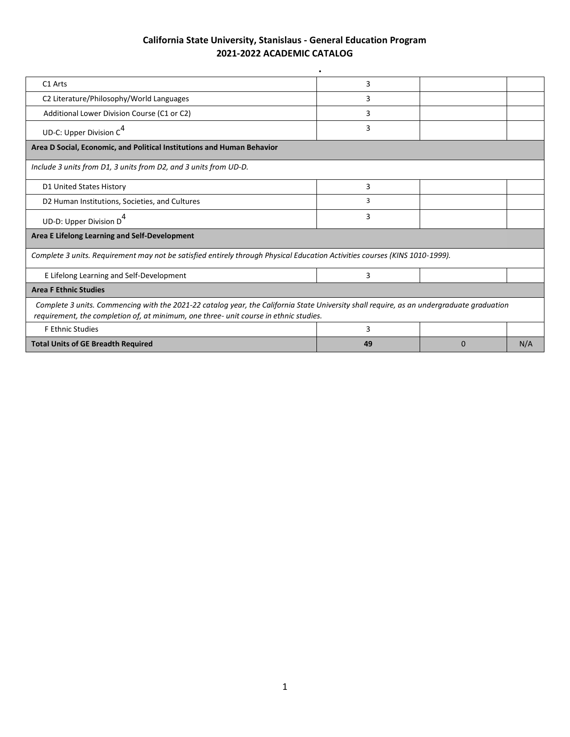## California State University, Stanislaus - General Education Program
## 2021-2022 ACADEMIC CATALOG

| | | | |
|---|---|---|---|
| C1 Arts | 3 | | |
| C2 Literature/Philosophy/World Languages | 3 | | |
| Additional Lower Division Course (C1 or C2) | 3 | | |
| UD-C: Upper Division C[4] | 3 | | |
| **Area D Social, Economic, and Political Institutions and Human Behavior** | | | |
| *Include 3 units from D1, 3 units from D2, and 3 units from UD-D.* | | | |
| D1 United States History | 3 | | |
| D2 Human Institutions, Societies, and Cultures | 3 | | |
| UD-D: Upper Division D[4] | 3 | | |
| **Area E Lifelong Learning and Self-Development** | | | |
| *Complete 3 units. Requirement may not be satisfied entirely through Physical Education Activities courses (KINS 1010-1999).* | | | |
| E Lifelong Learning and Self-Development | 3 | | |
| **Area F Ethnic Studies** | | | |
| *Complete 3 units. Commencing with the 2021-22 catalog year, the California State University shall require, as an undergraduate graduation requirement, the completion of, at minimum, one three- unit course in ethnic studies.* | | | |
| F Ethnic Studies | 3 | | |
| **Total Units of GE Breadth Required** | **49** | 0 | N/A |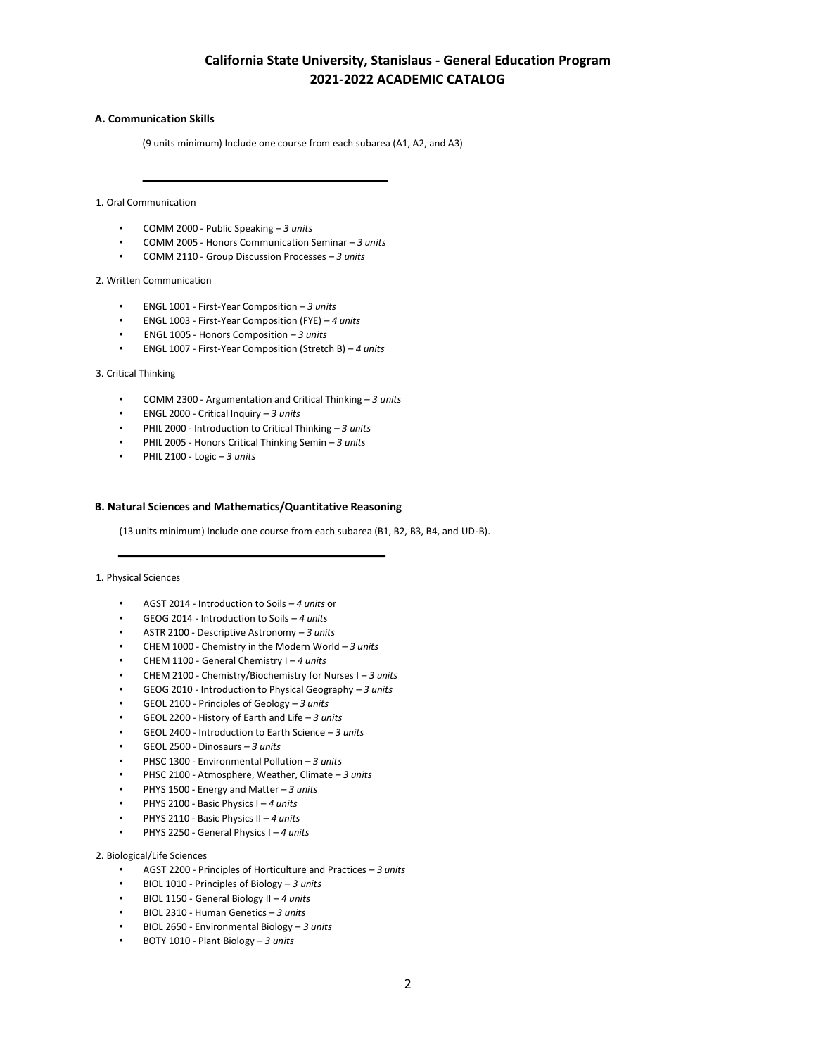# California State University, Stanislaus - General Education Program
# 2021-2022 ACADEMIC CATALOG

## A. Communication Skills

(9 units minimum) Include one course from each subarea (A1, A2, and A3)

---

1. Oral Communication

- COMM 2000 - Public Speaking – *3 units*
- COMM 2005 - Honors Communication Seminar – *3 units*
- COMM 2110 - Group Discussion Processes – *3 units*

2. Written Communication

- ENGL 1001 - First-Year Composition – *3 units*
- ENGL 1003 - First-Year Composition (FYE) – *4 units*
- ENGL 1005 - Honors Composition – *3 units*
- ENGL 1007 - First-Year Composition (Stretch B) – *4 units*

3. Critical Thinking

- COMM 2300 - Argumentation and Critical Thinking – *3 units*
- ENGL 2000 - Critical Inquiry – *3 units*
- PHIL 2000 - Introduction to Critical Thinking – *3 units*
- PHIL 2005 - Honors Critical Thinking Semin – *3 units*
- PHIL 2100 - Logic – *3 units*

## B. Natural Sciences and Mathematics/Quantitative Reasoning

(13 units minimum) Include one course from each subarea (B1, B2, B3, B4, and UD-B).

---

1. Physical Sciences

- AGST 2014 - Introduction to Soils – *4 units* or
- GEOG 2014 - Introduction to Soils – *4 units*
- ASTR 2100 - Descriptive Astronomy – *3 units*
- CHEM 1000 - Chemistry in the Modern World – *3 units*
- CHEM 1100 - General Chemistry I – *4 units*
- CHEM 2100 - Chemistry/Biochemistry for Nurses I – *3 units*
- GEOG 2010 - Introduction to Physical Geography – *3 units*
- GEOL 2100 - Principles of Geology – *3 units*
- GEOL 2200 - History of Earth and Life – *3 units*
- GEOL 2400 - Introduction to Earth Science – *3 units*
- GEOL 2500 - Dinosaurs – *3 units*
- PHSC 1300 - Environmental Pollution – *3 units*
- PHSC 2100 - Atmosphere, Weather, Climate – *3 units*
- PHYS 1500 - Energy and Matter – *3 units*
- PHYS 2100 - Basic Physics I – *4 units*
- PHYS 2110 - Basic Physics II – *4 units*
- PHYS 2250 - General Physics I – *4 units*

2. Biological/Life Sciences

- AGST 2200 - Principles of Horticulture and Practices – *3 units*
- BIOL 1010 - Principles of Biology – *3 units*
- BIOL 1150 - General Biology II – *4 units*
- BIOL 2310 - Human Genetics – *3 units*
- BIOL 2650 - Environmental Biology – *3 units*
- BOTY 1010 - Plant Biology – *3 units*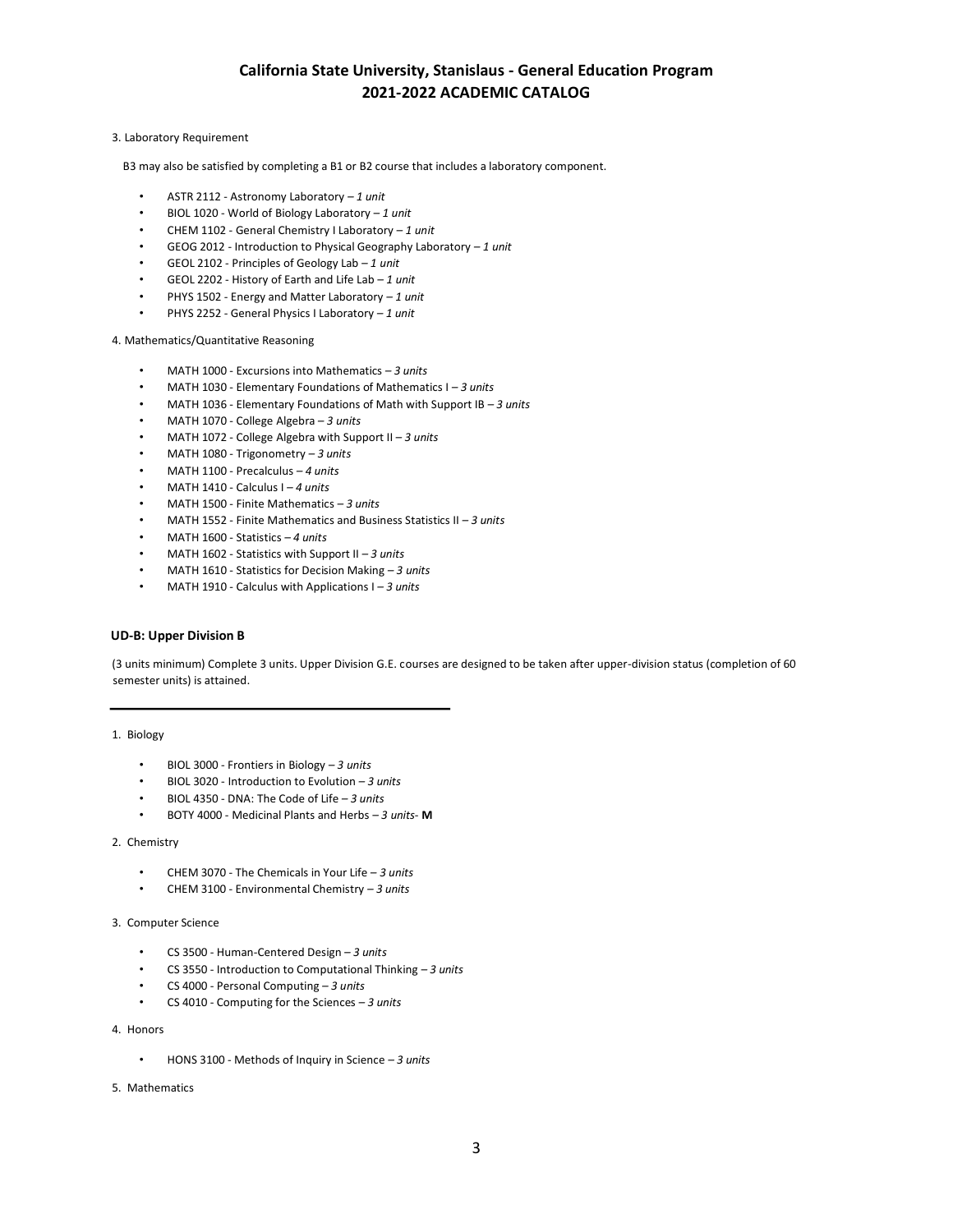3. Laboratory Requirement

B3 may also be satisfied by completing a B1 or B2 course that includes a laboratory component.

- ASTR 2112 - Astronomy Laboratory – *1 unit*
- BIOL 1020 - World of Biology Laboratory – *1 unit*
- CHEM 1102 - General Chemistry I Laboratory – *1 unit*
- GEOG 2012 - Introduction to Physical Geography Laboratory – *1 unit*
- GEOL 2102 - Principles of Geology Lab – *1 unit*
- GEOL 2202 - History of Earth and Life Lab – *1 unit*
- PHYS 1502 - Energy and Matter Laboratory – *1 unit*
- PHYS 2252 - General Physics I Laboratory – *1 unit*

4. Mathematics/Quantitative Reasoning

- MATH 1000 - Excursions into Mathematics – *3 units*
- MATH 1030 - Elementary Foundations of Mathematics I – *3 units*
- MATH 1036 - Elementary Foundations of Math with Support IB – *3 units*
- MATH 1070 - College Algebra – *3 units*
- MATH 1072 - College Algebra with Support II – *3 units*
- MATH 1080 - Trigonometry – *3 units*
- MATH 1100 - Precalculus – *4 units*
- MATH 1410 - Calculus I – *4 units*
- MATH 1500 - Finite Mathematics – *3 units*
- MATH 1552 - Finite Mathematics and Business Statistics II – *3 units*
- MATH 1600 - Statistics – *4 units*
- MATH 1602 - Statistics with Support II – *3 units*
- MATH 1610 - Statistics for Decision Making – *3 units*
- MATH 1910 - Calculus with Applications I – *3 units*

### UD-B: Upper Division B

(3 units minimum) Complete 3 units. Upper Division G.E. courses are designed to be taken after upper-division status (completion of 60 semester units) is attained.

---

1. Biology

- BIOL 3000 - Frontiers in Biology – *3 units*
- BIOL 3020 - Introduction to Evolution – *3 units*
- BIOL 4350 - DNA: The Code of Life – *3 units*
- BOTY 4000 - Medicinal Plants and Herbs – *3 units*- **M**

2. Chemistry

- CHEM 3070 - The Chemicals in Your Life – *3 units*
- CHEM 3100 - Environmental Chemistry – *3 units*

3. Computer Science

- CS 3500 - Human-Centered Design – *3 units*
- CS 3550 - Introduction to Computational Thinking – *3 units*
- CS 4000 - Personal Computing – *3 units*
- CS 4010 - Computing for the Sciences – *3 units*

4. Honors

- HONS 3100 - Methods of Inquiry in Science – *3 units*

5. Mathematics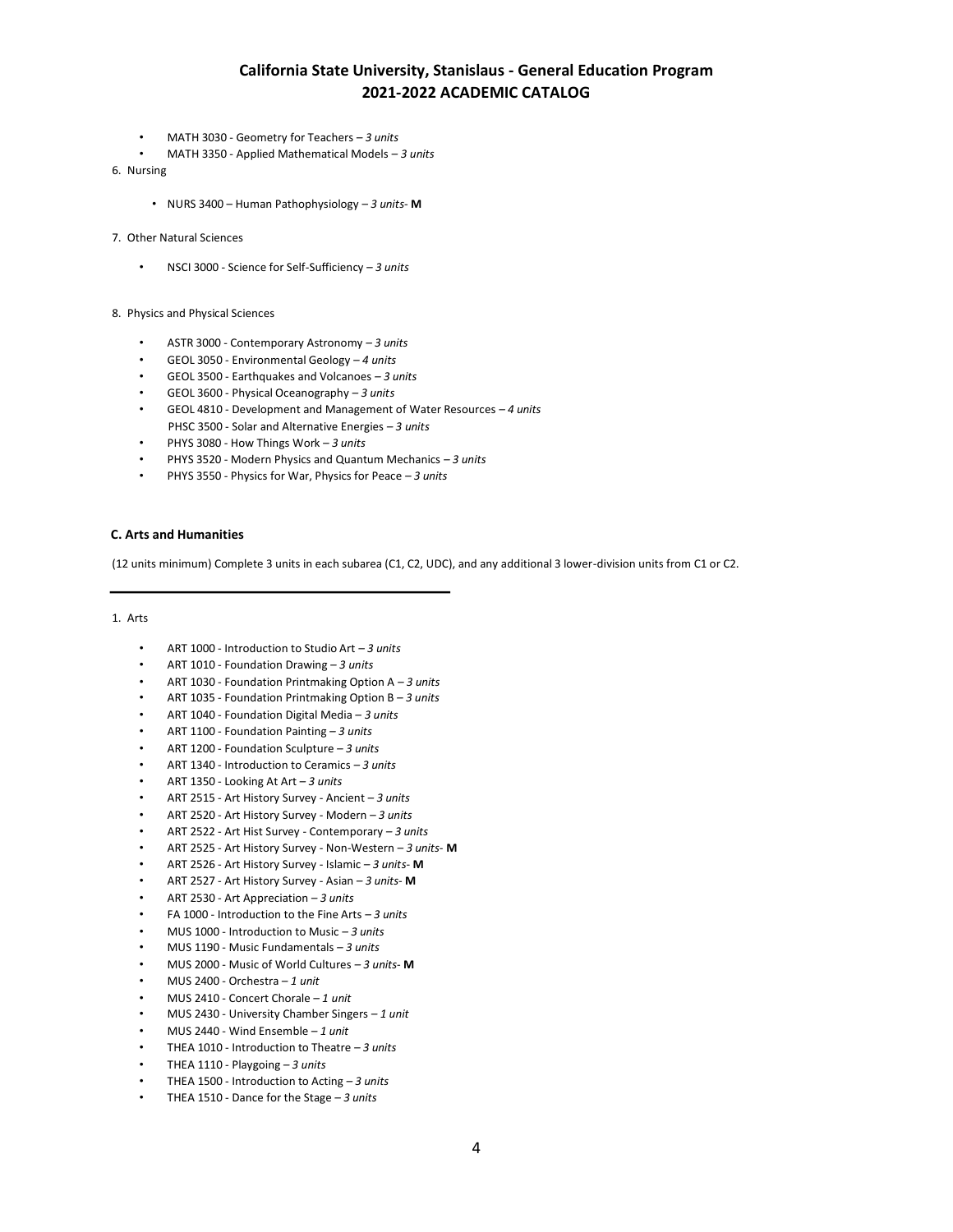- MATH 3030 - Geometry for Teachers – *3 units*
- MATH 3350 - Applied Mathematical Models – *3 units*

6. Nursing

- NURS 3400 – Human Pathophysiology – *3 units*- **M**

7. Other Natural Sciences

- NSCI 3000 - Science for Self-Sufficiency – *3 units*

8. Physics and Physical Sciences

- ASTR 3000 - Contemporary Astronomy – *3 units*
- GEOL 3050 - Environmental Geology – *4 units*
- GEOL 3500 - Earthquakes and Volcanoes – *3 units*
- GEOL 3600 - Physical Oceanography – *3 units*
- GEOL 4810 - Development and Management of Water Resources – *4 units*
  PHSC 3500 - Solar and Alternative Energies – *3 units*
- PHYS 3080 - How Things Work – *3 units*
- PHYS 3520 - Modern Physics and Quantum Mechanics – *3 units*
- PHYS 3550 - Physics for War, Physics for Peace – *3 units*

### C. Arts and Humanities

(12 units minimum) Complete 3 units in each subarea (C1, C2, UDC), and any additional 3 lower-division units from C1 or C2.

---

1. Arts

- ART 1000 - Introduction to Studio Art – *3 units*
- ART 1010 - Foundation Drawing – *3 units*
- ART 1030 - Foundation Printmaking Option A – *3 units*
- ART 1035 - Foundation Printmaking Option B – *3 units*
- ART 1040 - Foundation Digital Media – *3 units*
- ART 1100 - Foundation Painting – *3 units*
- ART 1200 - Foundation Sculpture – *3 units*
- ART 1340 - Introduction to Ceramics – *3 units*
- ART 1350 - Looking At Art – *3 units*
- ART 2515 - Art History Survey - Ancient – *3 units*
- ART 2520 - Art History Survey - Modern – *3 units*
- ART 2522 - Art Hist Survey - Contemporary – *3 units*
- ART 2525 - Art History Survey - Non-Western – *3 units*- **M**
- ART 2526 - Art History Survey - Islamic – *3 units*- **M**
- ART 2527 - Art History Survey - Asian – *3 units*- **M**
- ART 2530 - Art Appreciation – *3 units*
- FA 1000 - Introduction to the Fine Arts – *3 units*
- MUS 1000 - Introduction to Music – *3 units*
- MUS 1190 - Music Fundamentals – *3 units*
- MUS 2000 - Music of World Cultures – *3 units*- **M**
- MUS 2400 - Orchestra – *1 unit*
- MUS 2410 - Concert Chorale – *1 unit*
- MUS 2430 - University Chamber Singers – *1 unit*
- MUS 2440 - Wind Ensemble – *1 unit*
- THEA 1010 - Introduction to Theatre – *3 units*
- THEA 1110 - Playgoing – *3 units*
- THEA 1500 - Introduction to Acting – *3 units*
- THEA 1510 - Dance for the Stage – *3 units*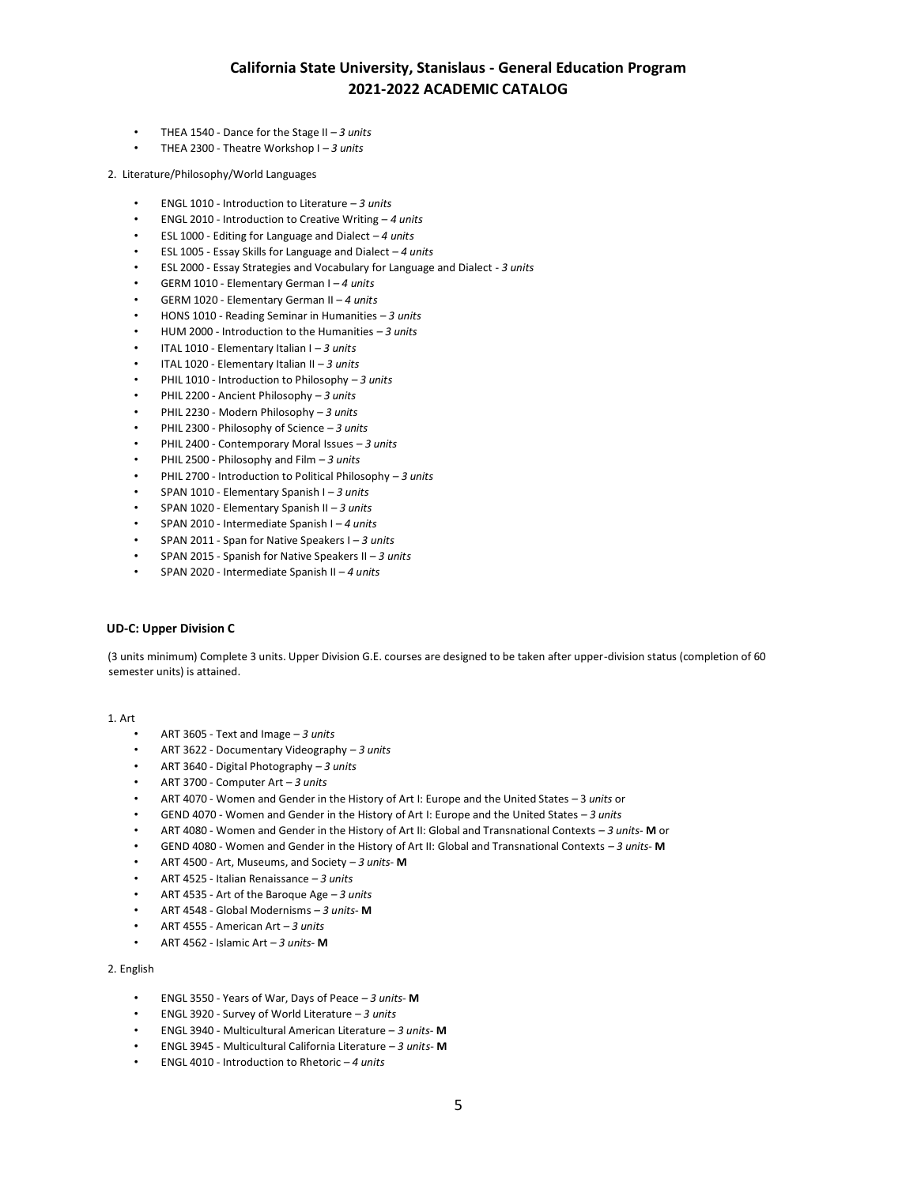- THEA 1540 - Dance for the Stage II – *3 units*
- THEA 2300 - Theatre Workshop I – *3 units*

2. Literature/Philosophy/World Languages

- ENGL 1010 - Introduction to Literature – *3 units*
- ENGL 2010 - Introduction to Creative Writing – *4 units*
- ESL 1000 - Editing for Language and Dialect – *4 units*
- ESL 1005 - Essay Skills for Language and Dialect – *4 units*
- ESL 2000 - Essay Strategies and Vocabulary for Language and Dialect - *3 units*
- GERM 1010 - Elementary German I – *4 units*
- GERM 1020 - Elementary German II – *4 units*
- HONS 1010 - Reading Seminar in Humanities – *3 units*
- HUM 2000 - Introduction to the Humanities – *3 units*
- ITAL 1010 - Elementary Italian I – *3 units*
- ITAL 1020 - Elementary Italian II – *3 units*
- PHIL 1010 - Introduction to Philosophy – *3 units*
- PHIL 2200 - Ancient Philosophy – *3 units*
- PHIL 2230 - Modern Philosophy – *3 units*
- PHIL 2300 - Philosophy of Science – *3 units*
- PHIL 2400 - Contemporary Moral Issues – *3 units*
- PHIL 2500 - Philosophy and Film – *3 units*
- PHIL 2700 - Introduction to Political Philosophy – *3 units*
- SPAN 1010 - Elementary Spanish I – *3 units*
- SPAN 1020 - Elementary Spanish II – *3 units*
- SPAN 2010 - Intermediate Spanish I – *4 units*
- SPAN 2011 - Span for Native Speakers I – *3 units*
- SPAN 2015 - Spanish for Native Speakers II – *3 units*
- SPAN 2020 - Intermediate Spanish II – *4 units*

### UD-C: Upper Division C

(3 units minimum) Complete 3 units. Upper Division G.E. courses are designed to be taken after upper-division status (completion of 60 semester units) is attained.

1. Art

- ART 3605 - Text and Image – *3 units*
- ART 3622 - Documentary Videography – *3 units*
- ART 3640 - Digital Photography – *3 units*
- ART 3700 - Computer Art – *3 units*
- ART 4070 - Women and Gender in the History of Art I: Europe and the United States – 3 *units* or
- GEND 4070 - Women and Gender in the History of Art I: Europe and the United States – *3 units*
- ART 4080 - Women and Gender in the History of Art II: Global and Transnational Contexts – *3 units*- **M** or
- GEND 4080 - Women and Gender in the History of Art II: Global and Transnational Contexts – *3 units*- **M**
- ART 4500 - Art, Museums, and Society – *3 units*- **M**
- ART 4525 - Italian Renaissance – *3 units*
- ART 4535 - Art of the Baroque Age – *3 units*
- ART 4548 - Global Modernisms – *3 units*- **M**
- ART 4555 - American Art – *3 units*
- ART 4562 - Islamic Art – *3 units*- **M**

2. English

- ENGL 3550 - Years of War, Days of Peace – *3 units*- **M**
- ENGL 3920 - Survey of World Literature – *3 units*
- ENGL 3940 - Multicultural American Literature – *3 units*- **M**
- ENGL 3945 - Multicultural California Literature – *3 units*- **M**
- ENGL 4010 - Introduction to Rhetoric – *4 units*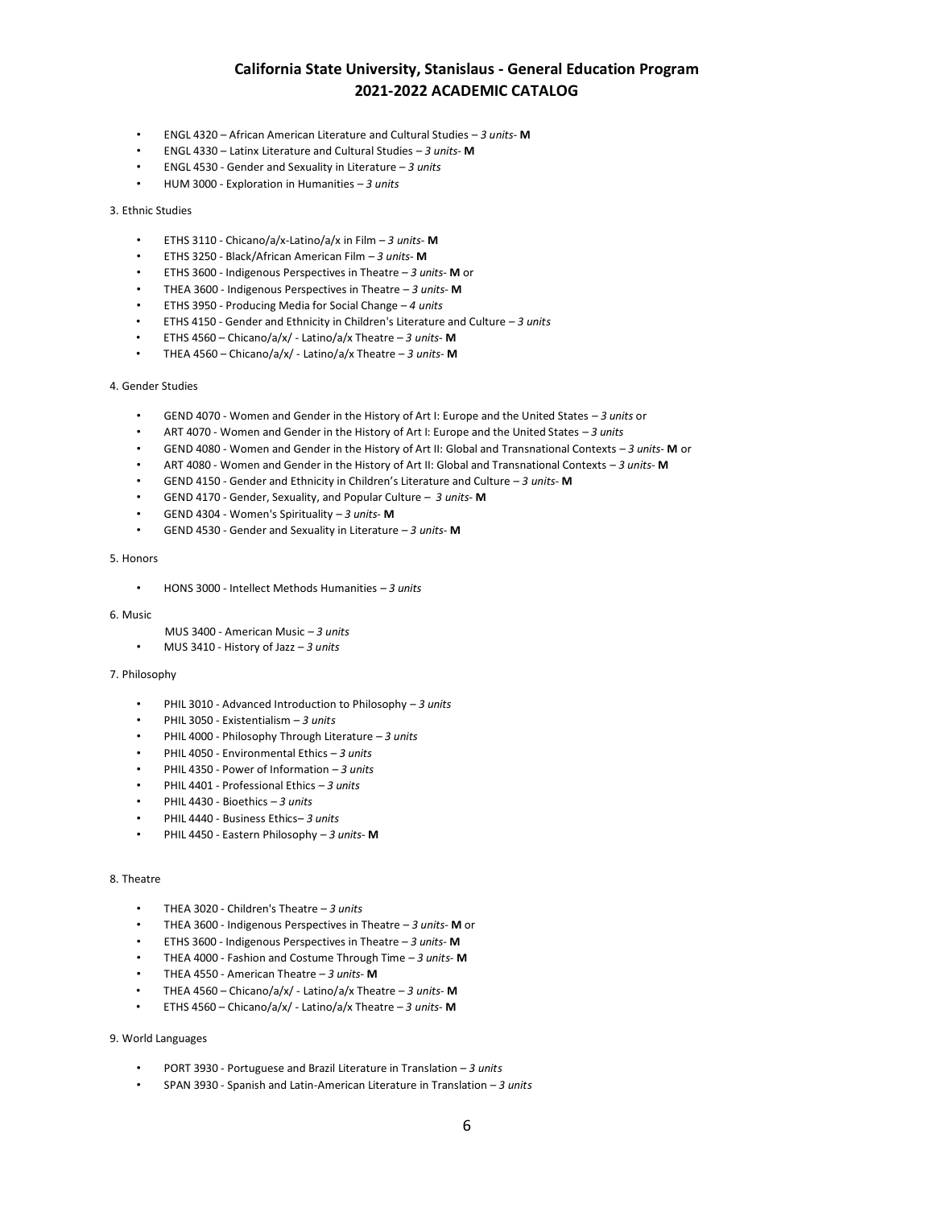- ENGL 4320 – African American Literature and Cultural Studies – *3 units*- **M**
- ENGL 4330 – Latinx Literature and Cultural Studies – *3 units*- **M**
- ENGL 4530 - Gender and Sexuality in Literature – *3 units*
- HUM 3000 - Exploration in Humanities – *3 units*

3. Ethnic Studies

- ETHS 3110 - Chicano/a/x-Latino/a/x in Film – *3 units*- **M**
- ETHS 3250 - Black/African American Film – *3 units*- **M**
- ETHS 3600 - Indigenous Perspectives in Theatre – *3 units*- **M** or
- THEA 3600 - Indigenous Perspectives in Theatre – *3 units*- **M**
- ETHS 3950 - Producing Media for Social Change – *4 units*
- ETHS 4150 - Gender and Ethnicity in Children's Literature and Culture – *3 units*
- ETHS 4560 – Chicano/a/x/ - Latino/a/x Theatre – *3 units*- **M**
- THEA 4560 – Chicano/a/x/ - Latino/a/x Theatre – *3 units*- **M**

4. Gender Studies

- GEND 4070 - Women and Gender in the History of Art I: Europe and the United States – *3 units* or
- ART 4070 - Women and Gender in the History of Art I: Europe and the United States – *3 units*
- GEND 4080 - Women and Gender in the History of Art II: Global and Transnational Contexts – *3 units*- **M** or
- ART 4080 - Women and Gender in the History of Art II: Global and Transnational Contexts – *3 units*- **M**
- GEND 4150 - Gender and Ethnicity in Children's Literature and Culture – *3 units*- **M**
- GEND 4170 - Gender, Sexuality, and Popular Culture – *3 units*- **M**
- GEND 4304 - Women's Spirituality – *3 units*- **M**
- GEND 4530 - Gender and Sexuality in Literature – *3 units*- **M**

5. Honors

- HONS 3000 - Intellect Methods Humanities – *3 units*

6. Music

- MUS 3400 - American Music – *3 units*
- MUS 3410 - History of Jazz – *3 units*

7. Philosophy

- PHIL 3010 - Advanced Introduction to Philosophy – *3 units*
- PHIL 3050 - Existentialism – *3 units*
- PHIL 4000 - Philosophy Through Literature – *3 units*
- PHIL 4050 - Environmental Ethics – *3 units*
- PHIL 4350 - Power of Information – *3 units*
- PHIL 4401 - Professional Ethics – *3 units*
- PHIL 4430 - Bioethics – *3 units*
- PHIL 4440 - Business Ethics– *3 units*
- PHIL 4450 - Eastern Philosophy – *3 units*- **M**

8. Theatre

- THEA 3020 - Children's Theatre – *3 units*
- THEA 3600 - Indigenous Perspectives in Theatre – *3 units*- **M** or
- ETHS 3600 - Indigenous Perspectives in Theatre – *3 units*- **M**
- THEA 4000 - Fashion and Costume Through Time – *3 units*- **M**
- THEA 4550 - American Theatre – *3 units*- **M**
- THEA 4560 – Chicano/a/x/ - Latino/a/x Theatre – *3 units*- **M**
- ETHS 4560 – Chicano/a/x/ - Latino/a/x Theatre – *3 units*- **M**

9. World Languages

- PORT 3930 - Portuguese and Brazil Literature in Translation – *3 units*
- SPAN 3930 - Spanish and Latin-American Literature in Translation – *3 units*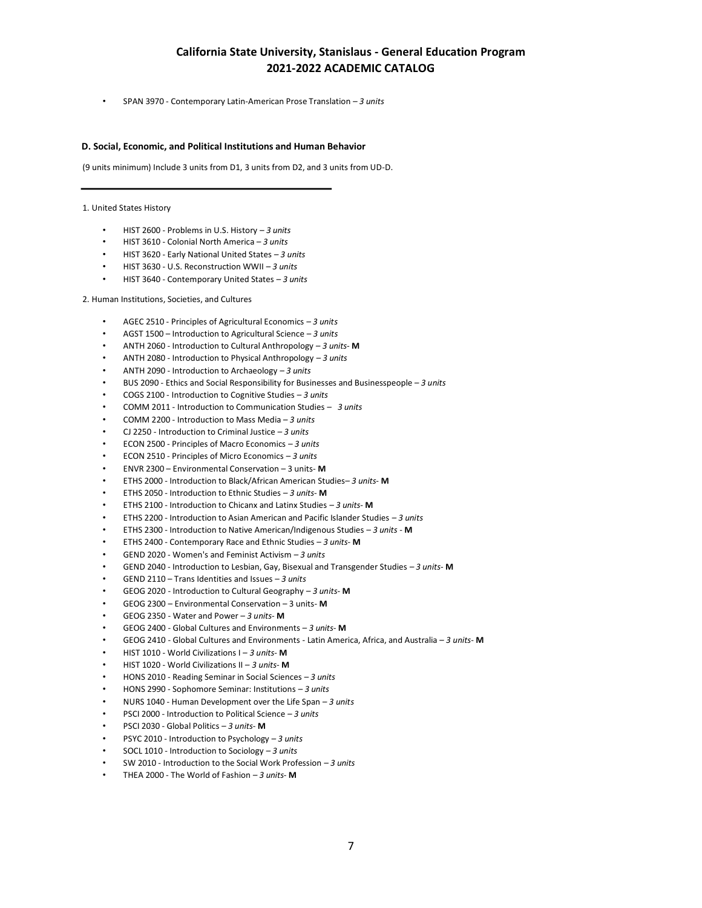- SPAN 3970 - Contemporary Latin-American Prose Translation – *3 units*

### D. Social, Economic, and Political Institutions and Human Behavior

(9 units minimum) Include 3 units from D1, 3 units from D2, and 3 units from UD-D.

---

1. United States History

- HIST 2600 - Problems in U.S. History – *3 units*
- HIST 3610 - Colonial North America – *3 units*
- HIST 3620 - Early National United States – *3 units*
- HIST 3630 - U.S. Reconstruction WWII – *3 units*
- HIST 3640 - Contemporary United States – *3 units*

2. Human Institutions, Societies, and Cultures

- AGEC 2510 - Principles of Agricultural Economics – *3 units*
- AGST 1500 – Introduction to Agricultural Science – *3 units*
- ANTH 2060 - Introduction to Cultural Anthropology – *3 units*- **M**
- ANTH 2080 - Introduction to Physical Anthropology – *3 units*
- ANTH 2090 - Introduction to Archaeology – *3 units*
- BUS 2090 - Ethics and Social Responsibility for Businesses and Businesspeople – *3 units*
- COGS 2100 - Introduction to Cognitive Studies – *3 units*
- COMM 2011 - Introduction to Communication Studies – *3 units*
- COMM 2200 - Introduction to Mass Media – *3 units*
- CJ 2250 - Introduction to Criminal Justice – *3 units*
- ECON 2500 - Principles of Macro Economics – *3 units*
- ECON 2510 - Principles of Micro Economics – *3 units*
- ENVR 2300 – Environmental Conservation – 3 units- **M**
- ETHS 2000 - Introduction to Black/African American Studies– *3 units*- **M**
- ETHS 2050 - Introduction to Ethnic Studies – *3 units*- **M**
- ETHS 2100 - Introduction to Chicanx and Latinx Studies – *3 units*- **M**
- ETHS 2200 - Introduction to Asian American and Pacific Islander Studies – *3 units*
- ETHS 2300 - Introduction to Native American/Indigenous Studies – *3 units* - **M**
- ETHS 2400 - Contemporary Race and Ethnic Studies – *3 units*- **M**
- GEND 2020 - Women's and Feminist Activism – *3 units*
- GEND 2040 - Introduction to Lesbian, Gay, Bisexual and Transgender Studies – *3 units*- **M**
- GEND 2110 – Trans Identities and Issues – *3 units*
- GEOG 2020 - Introduction to Cultural Geography – *3 units*- **M**
- GEOG 2300 – Environmental Conservation – 3 units- **M**
- GEOG 2350 - Water and Power – *3 units*- **M**
- GEOG 2400 - Global Cultures and Environments – *3 units*- **M**
- GEOG 2410 - Global Cultures and Environments - Latin America, Africa, and Australia – *3 units*- **M**
- HIST 1010 - World Civilizations I – *3 units*- **M**
- HIST 1020 - World Civilizations II – *3 units*- **M**
- HONS 2010 - Reading Seminar in Social Sciences – *3 units*
- HONS 2990 - Sophomore Seminar: Institutions – *3 units*
- NURS 1040 - Human Development over the Life Span – *3 units*
- PSCI 2000 - Introduction to Political Science – *3 units*
- PSCI 2030 - Global Politics – *3 units*- **M**
- PSYC 2010 - Introduction to Psychology – *3 units*
- SOCL 1010 - Introduction to Sociology – *3 units*
- SW 2010 - Introduction to the Social Work Profession – *3 units*
- THEA 2000 - The World of Fashion – *3 units*- **M**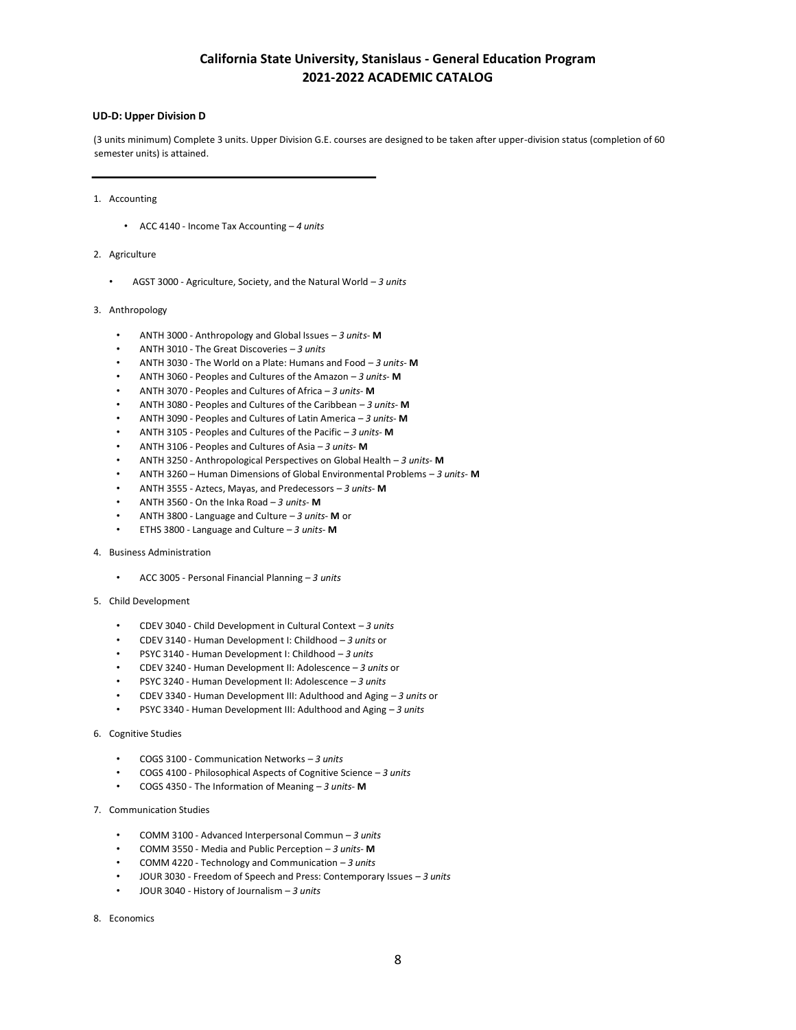# California State University, Stanislaus - General Education Program
## 2021-2022 ACADEMIC CATALOG

### UD-D: Upper Division D

(3 units minimum) Complete 3 units. Upper Division G.E. courses are designed to be taken after upper-division status (completion of 60 semester units) is attained.

---

1. Accounting
   - ACC 4140 - Income Tax Accounting – *4 units*
2. Agriculture
   - AGST 3000 - Agriculture, Society, and the Natural World – *3 units*
3. Anthropology
   - ANTH 3000 - Anthropology and Global Issues – *3 units*- **M**
   - ANTH 3010 - The Great Discoveries – *3 units*
   - ANTH 3030 - The World on a Plate: Humans and Food – *3 units*- **M**
   - ANTH 3060 - Peoples and Cultures of the Amazon – *3 units*- **M**
   - ANTH 3070 - Peoples and Cultures of Africa – *3 units*- **M**
   - ANTH 3080 - Peoples and Cultures of the Caribbean – *3 units*- **M**
   - ANTH 3090 - Peoples and Cultures of Latin America – *3 units*- **M**
   - ANTH 3105 - Peoples and Cultures of the Pacific – *3 units*- **M**
   - ANTH 3106 - Peoples and Cultures of Asia – *3 units*- **M**
   - ANTH 3250 - Anthropological Perspectives on Global Health – *3 units*- **M**
   - ANTH 3260 – Human Dimensions of Global Environmental Problems – *3 units*- **M**
   - ANTH 3555 - Aztecs, Mayas, and Predecessors – *3 units*- **M**
   - ANTH 3560 - On the Inka Road – *3 units*- **M**
   - ANTH 3800 - Language and Culture – *3 units*- **M** or
   - ETHS 3800 - Language and Culture – *3 units*- **M**
4. Business Administration
   - ACC 3005 - Personal Financial Planning – *3 units*
5. Child Development
   - CDEV 3040 - Child Development in Cultural Context – *3 units*
   - CDEV 3140 - Human Development I: Childhood – *3 units* or
   - PSYC 3140 - Human Development I: Childhood – *3 units*
   - CDEV 3240 - Human Development II: Adolescence – *3 units* or
   - PSYC 3240 - Human Development II: Adolescence – *3 units*
   - CDEV 3340 - Human Development III: Adulthood and Aging – *3 units* or
   - PSYC 3340 - Human Development III: Adulthood and Aging – *3 units*
6. Cognitive Studies
   - COGS 3100 - Communication Networks – *3 units*
   - COGS 4100 - Philosophical Aspects of Cognitive Science – *3 units*
   - COGS 4350 - The Information of Meaning – *3 units*- **M**
7. Communication Studies
   - COMM 3100 - Advanced Interpersonal Commun – *3 units*
   - COMM 3550 - Media and Public Perception – *3 units*- **M**
   - COMM 4220 - Technology and Communication – *3 units*
   - JOUR 3030 - Freedom of Speech and Press: Contemporary Issues – *3 units*
   - JOUR 3040 - History of Journalism – *3 units*
8. Economics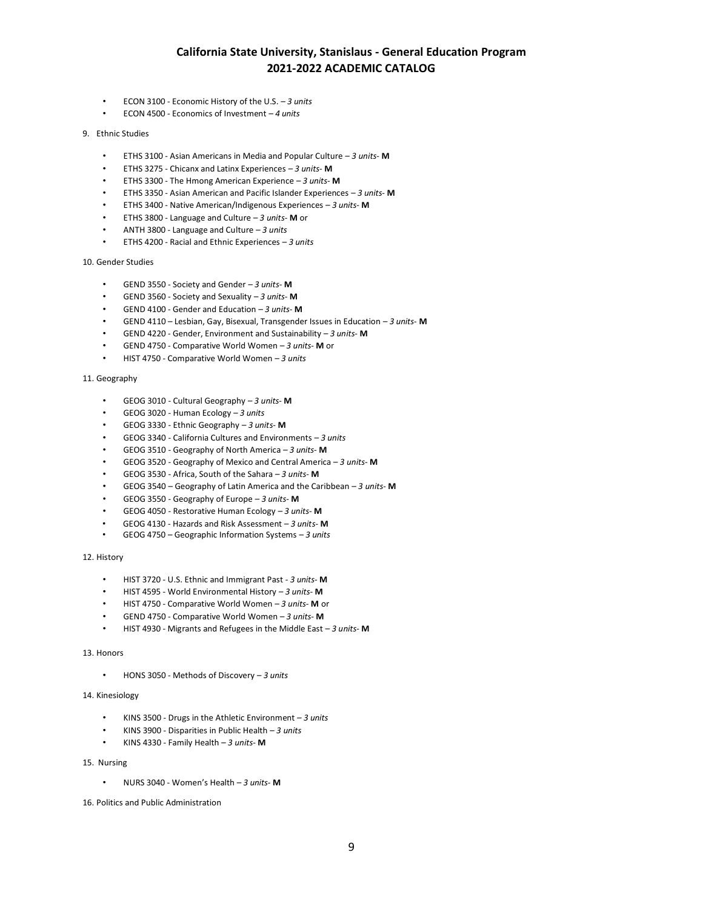- ECON 3100 - Economic History of the U.S. – *3 units*
- ECON 4500 - Economics of Investment – *4 units*

9. Ethnic Studies

- ETHS 3100 - Asian Americans in Media and Popular Culture – *3 units*- **M**
- ETHS 3275 - Chicanx and Latinx Experiences – *3 units*- **M**
- ETHS 3300 - The Hmong American Experience – *3 units*- **M**
- ETHS 3350 - Asian American and Pacific Islander Experiences – *3 units*- **M**
- ETHS 3400 - Native American/Indigenous Experiences – *3 units*- **M**
- ETHS 3800 - Language and Culture – *3 units*- **M** or
- ANTH 3800 - Language and Culture – *3 units*
- ETHS 4200 - Racial and Ethnic Experiences – *3 units*

10. Gender Studies

- GEND 3550 - Society and Gender – *3 units*- **M**
- GEND 3560 - Society and Sexuality – *3 units*- **M**
- GEND 4100 - Gender and Education – *3 units*- **M**
- GEND 4110 – Lesbian, Gay, Bisexual, Transgender Issues in Education – *3 units*- **M**
- GEND 4220 - Gender, Environment and Sustainability – *3 units*- **M**
- GEND 4750 - Comparative World Women – *3 units*- **M** or
- HIST 4750 - Comparative World Women – *3 units*

11. Geography

- GEOG 3010 - Cultural Geography – *3 units*- **M**
- GEOG 3020 - Human Ecology – *3 units*
- GEOG 3330 - Ethnic Geography – *3 units*- **M**
- GEOG 3340 - California Cultures and Environments – *3 units*
- GEOG 3510 - Geography of North America – *3 units*- **M**
- GEOG 3520 - Geography of Mexico and Central America – *3 units*- **M**
- GEOG 3530 - Africa, South of the Sahara – *3 units*- **M**
- GEOG 3540 – Geography of Latin America and the Caribbean – *3 units*- **M**
- GEOG 3550 - Geography of Europe – *3 units*- **M**
- GEOG 4050 - Restorative Human Ecology – *3 units*- **M**
- GEOG 4130 - Hazards and Risk Assessment – *3 units*- **M**
- GEOG 4750 – Geographic Information Systems – *3 units*

12. History

- HIST 3720 - U.S. Ethnic and Immigrant Past - *3 units*- **M**
- HIST 4595 - World Environmental History – *3 units*- **M**
- HIST 4750 - Comparative World Women – *3 units*- **M** or
- GEND 4750 - Comparative World Women – *3 units*- **M**
- HIST 4930 - Migrants and Refugees in the Middle East – *3 units*- **M**

13. Honors

- HONS 3050 - Methods of Discovery – *3 units*

14. Kinesiology

- KINS 3500 - Drugs in the Athletic Environment – *3 units*
- KINS 3900 - Disparities in Public Health – *3 units*
- KINS 4330 - Family Health – *3 units*- **M**

15. Nursing

- NURS 3040 - Women's Health – *3 units*- **M**

16. Politics and Public Administration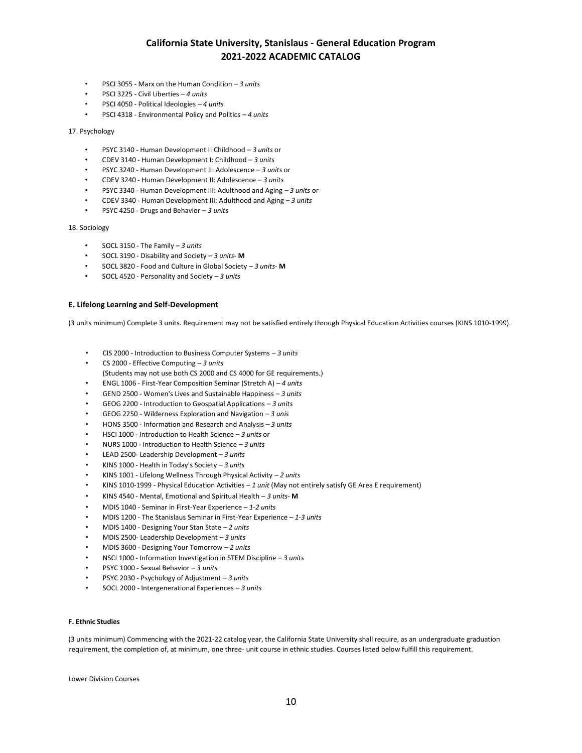- PSCI 3055 - Marx on the Human Condition – *3 units*
- PSCI 3225 - Civil Liberties – *4 units*
- PSCI 4050 - Political Ideologies – *4 units*
- PSCI 4318 - Environmental Policy and Politics – *4 units*

17. Psychology

- PSYC 3140 - Human Development I: Childhood – *3 units* or
- CDEV 3140 - Human Development I: Childhood – *3 units*
- PSYC 3240 - Human Development II: Adolescence – *3 units* or
- CDEV 3240 - Human Development II: Adolescence – *3 units*
- PSYC 3340 - Human Development III: Adulthood and Aging – *3 units* or
- CDEV 3340 - Human Development III: Adulthood and Aging – *3 units*
- PSYC 4250 - Drugs and Behavior – *3 units*

18. Sociology

- SOCL 3150 - The Family – *3 units*
- SOCL 3190 - Disability and Society – *3 units*- **M**
- SOCL 3820 - Food and Culture in Global Society – *3 units*- **M**
- SOCL 4520 - Personality and Society – *3 units*

### E. Lifelong Learning and Self-Development

(3 units minimum) Complete 3 units. Requirement may not be satisfied entirely through Physical Education Activities courses (KINS 1010-1999).

- CIS 2000 - Introduction to Business Computer Systems – *3 units*
- CS 2000 - Effective Computing – *3 units*
  (Students may not use both CS 2000 and CS 4000 for GE requirements.)
- ENGL 1006 - First-Year Composition Seminar (Stretch A) – *4 units*
- GEND 2500 - Women's Lives and Sustainable Happiness – *3 units*
- GEOG 2200 - Introduction to Geospatial Applications – *3 units*
- GEOG 2250 - Wilderness Exploration and Navigation – *3 unis*
- HONS 3500 - Information and Research and Analysis – *3 units*
- HSCI 1000 - Introduction to Health Science – *3 units* or
- NURS 1000 - Introduction to Health Science – *3 units*
- LEAD 2500- Leadership Development – *3 units*
- KINS 1000 - Health in Today's Society – *3 units*
- KINS 1001 - Lifelong Wellness Through Physical Activity – *2 units*
- KINS 1010-1999 - Physical Education Activities – *1 unit* (May not entirely satisfy GE Area E requirement)
- KINS 4540 - Mental, Emotional and Spiritual Health – *3 units*- **M**
- MDIS 1040 - Seminar in First-Year Experience – *1-2 units*
- MDIS 1200 - The Stanislaus Seminar in First-Year Experience – *1-3 units*
- MDIS 1400 - Designing Your Stan State – *2 units*
- MDIS 2500- Leadership Development – *3 units*
- MDIS 3600 - Designing Your Tomorrow – *2 units*
- NSCI 1000 - Information Investigation in STEM Discipline – *3 units*
- PSYC 1000 - Sexual Behavior – *3 units*
- PSYC 2030 - Psychology of Adjustment – *3 units*
- SOCL 2000 - Intergenerational Experiences – *3 units*

#### F. Ethnic Studies

(3 units minimum) Commencing with the 2021-22 catalog year, the California State University shall require, as an undergraduate graduation requirement, the completion of, at minimum, one three- unit course in ethnic studies. Courses listed below fulfill this requirement.

Lower Division Courses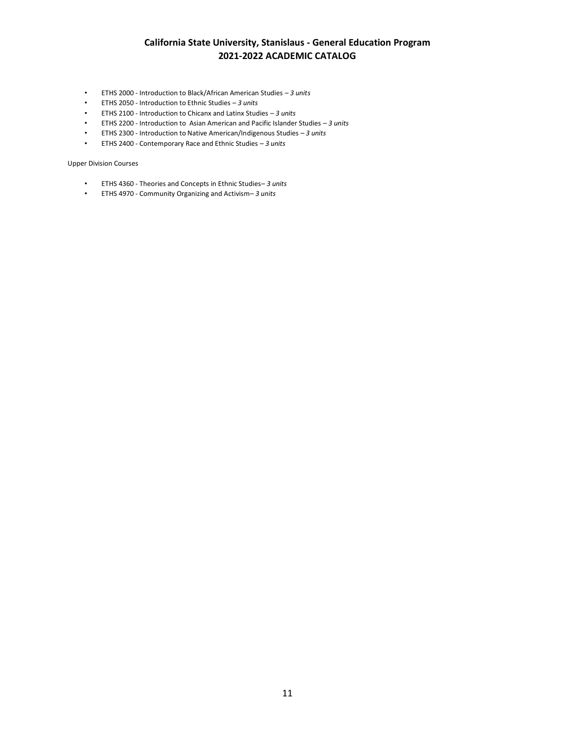- ETHS 2000 - Introduction to Black/African American Studies – *3 units*
- ETHS 2050 - Introduction to Ethnic Studies – *3 units*
- ETHS 2100 - Introduction to Chicanx and Latinx Studies – *3 units*
- ETHS 2200 - Introduction to Asian American and Pacific Islander Studies – *3 units*
- ETHS 2300 - Introduction to Native American/Indigenous Studies – *3 units*
- ETHS 2400 - Contemporary Race and Ethnic Studies – *3 units*

Upper Division Courses

- ETHS 4360 - Theories and Concepts in Ethnic Studies– *3 units*
- ETHS 4970 - Community Organizing and Activism– *3 units*